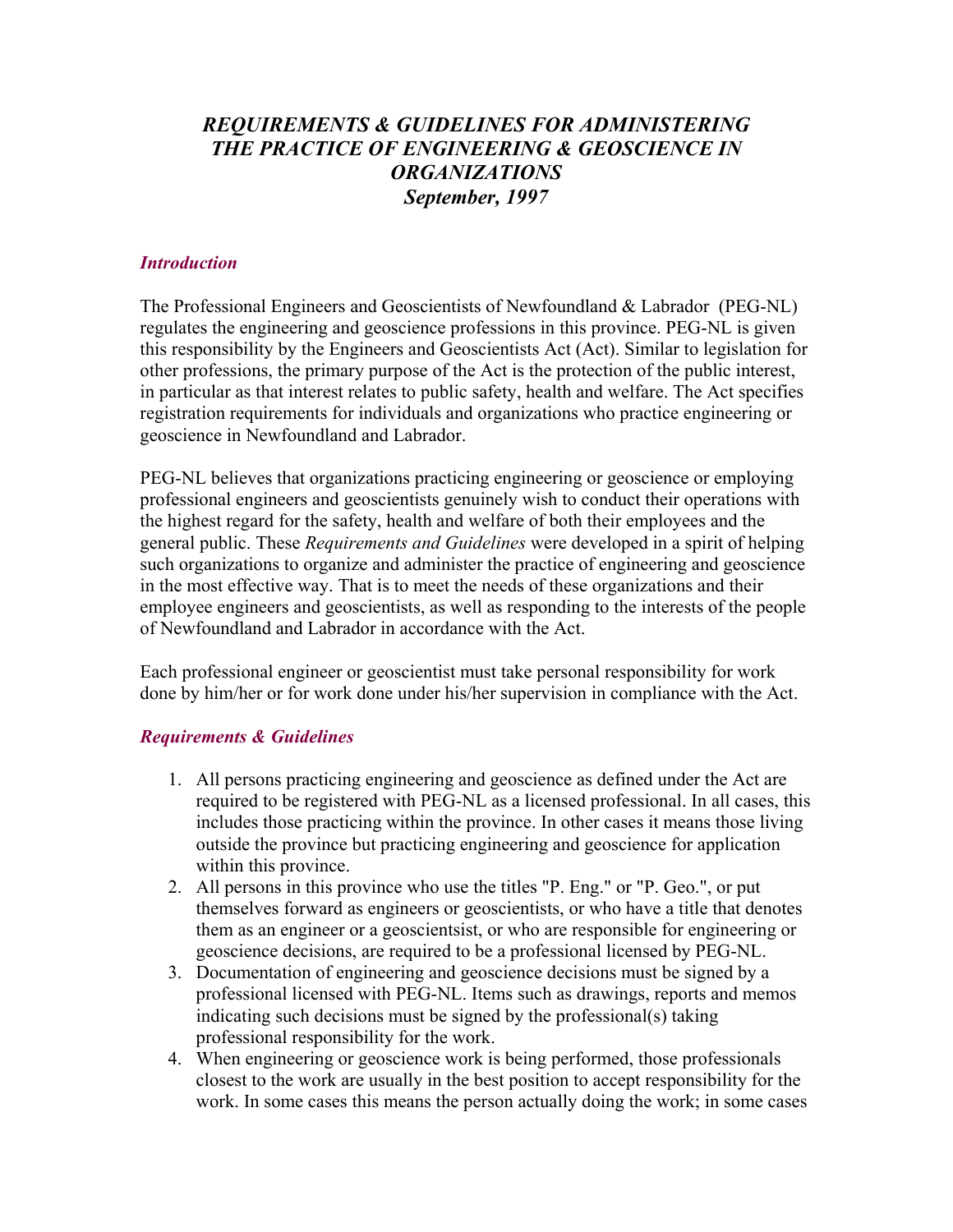# *REQUIREMENTS & GUIDELINES FOR ADMINISTERING THE PRACTICE OF ENGINEERING & GEOSCIENCE IN ORGANIZATIONS*
## *September, 1997*

### *Introduction*

The Professional Engineers and Geoscientists of Newfoundland & Labrador (PEG-NL) regulates the engineering and geoscience professions in this province. PEG-NL is given this responsibility by the Engineers and Geoscientists Act (Act). Similar to legislation for other professions, the primary purpose of the Act is the protection of the public interest, in particular as that interest relates to public safety, health and welfare. The Act specifies registration requirements for individuals and organizations who practice engineering or geoscience in Newfoundland and Labrador.

PEG-NL believes that organizations practicing engineering or geoscience or employing professional engineers and geoscientists genuinely wish to conduct their operations with the highest regard for the safety, health and welfare of both their employees and the general public. These *Requirements and Guidelines* were developed in a spirit of helping such organizations to organize and administer the practice of engineering and geoscience in the most effective way. That is to meet the needs of these organizations and their employee engineers and geoscientists, as well as responding to the interests of the people of Newfoundland and Labrador in accordance with the Act.

Each professional engineer or geoscientist must take personal responsibility for work done by him/her or for work done under his/her supervision in compliance with the Act.

### *Requirements & Guidelines*

1. All persons practicing engineering and geoscience as defined under the Act are required to be registered with PEG-NL as a licensed professional. In all cases, this includes those practicing within the province. In other cases it means those living outside the province but practicing engineering and geoscience for application within this province.
2. All persons in this province who use the titles "P. Eng." or "P. Geo.", or put themselves forward as engineers or geoscientists, or who have a title that denotes them as an engineer or a geoscientsist, or who are responsible for engineering or geoscience decisions, are required to be a professional licensed by PEG-NL.
3. Documentation of engineering and geoscience decisions must be signed by a professional licensed with PEG-NL. Items such as drawings, reports and memos indicating such decisions must be signed by the professional(s) taking professional responsibility for the work.
4. When engineering or geoscience work is being performed, those professionals closest to the work are usually in the best position to accept responsibility for the work. In some cases this means the person actually doing the work; in some cases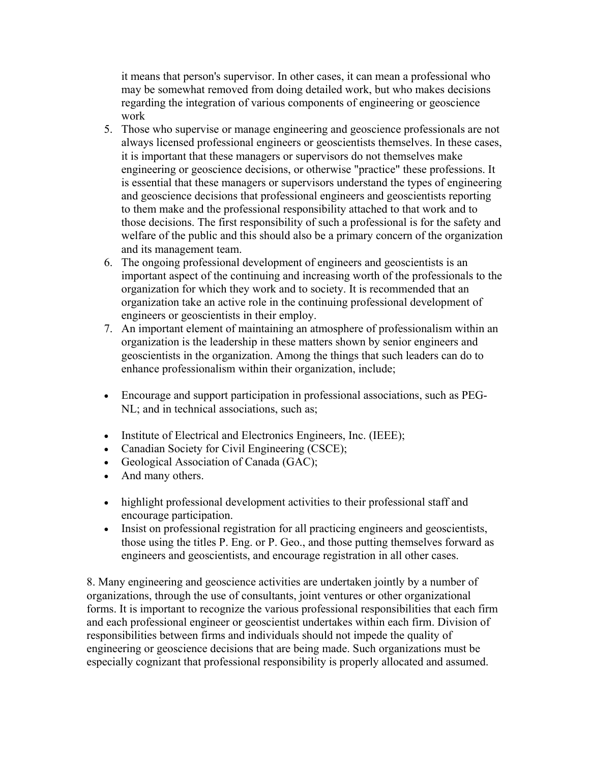it means that person's supervisor. In other cases, it can mean a professional who may be somewhat removed from doing detailed work, but who makes decisions regarding the integration of various components of engineering or geoscience work

5. Those who supervise or manage engineering and geoscience professionals are not always licensed professional engineers or geoscientists themselves. In these cases, it is important that these managers or supervisors do not themselves make engineering or geoscience decisions, or otherwise "practice" these professions. It is essential that these managers or supervisors understand the types of engineering and geoscience decisions that professional engineers and geoscientists reporting to them make and the professional responsibility attached to that work and to those decisions. The first responsibility of such a professional is for the safety and welfare of the public and this should also be a primary concern of the organization and its management team.
6. The ongoing professional development of engineers and geoscientists is an important aspect of the continuing and increasing worth of the professionals to the organization for which they work and to society. It is recommended that an organization take an active role in the continuing professional development of engineers or geoscientists in their employ.
7. An important element of maintaining an atmosphere of professionalism within an organization is the leadership in these matters shown by senior engineers and geoscientists in the organization. Among the things that such leaders can do to enhance professionalism within their organization, include;

- Encourage and support participation in professional associations, such as PEG-NL; and in technical associations, such as;

- Institute of Electrical and Electronics Engineers, Inc. (IEEE);
- Canadian Society for Civil Engineering (CSCE);
- Geological Association of Canada (GAC);
- And many others.

- highlight professional development activities to their professional staff and encourage participation.
- Insist on professional registration for all practicing engineers and geoscientists, those using the titles P. Eng. or P. Geo., and those putting themselves forward as engineers and geoscientists, and encourage registration in all other cases.

8. Many engineering and geoscience activities are undertaken jointly by a number of organizations, through the use of consultants, joint ventures or other organizational forms. It is important to recognize the various professional responsibilities that each firm and each professional engineer or geoscientist undertakes within each firm. Division of responsibilities between firms and individuals should not impede the quality of engineering or geoscience decisions that are being made. Such organizations must be especially cognizant that professional responsibility is properly allocated and assumed.